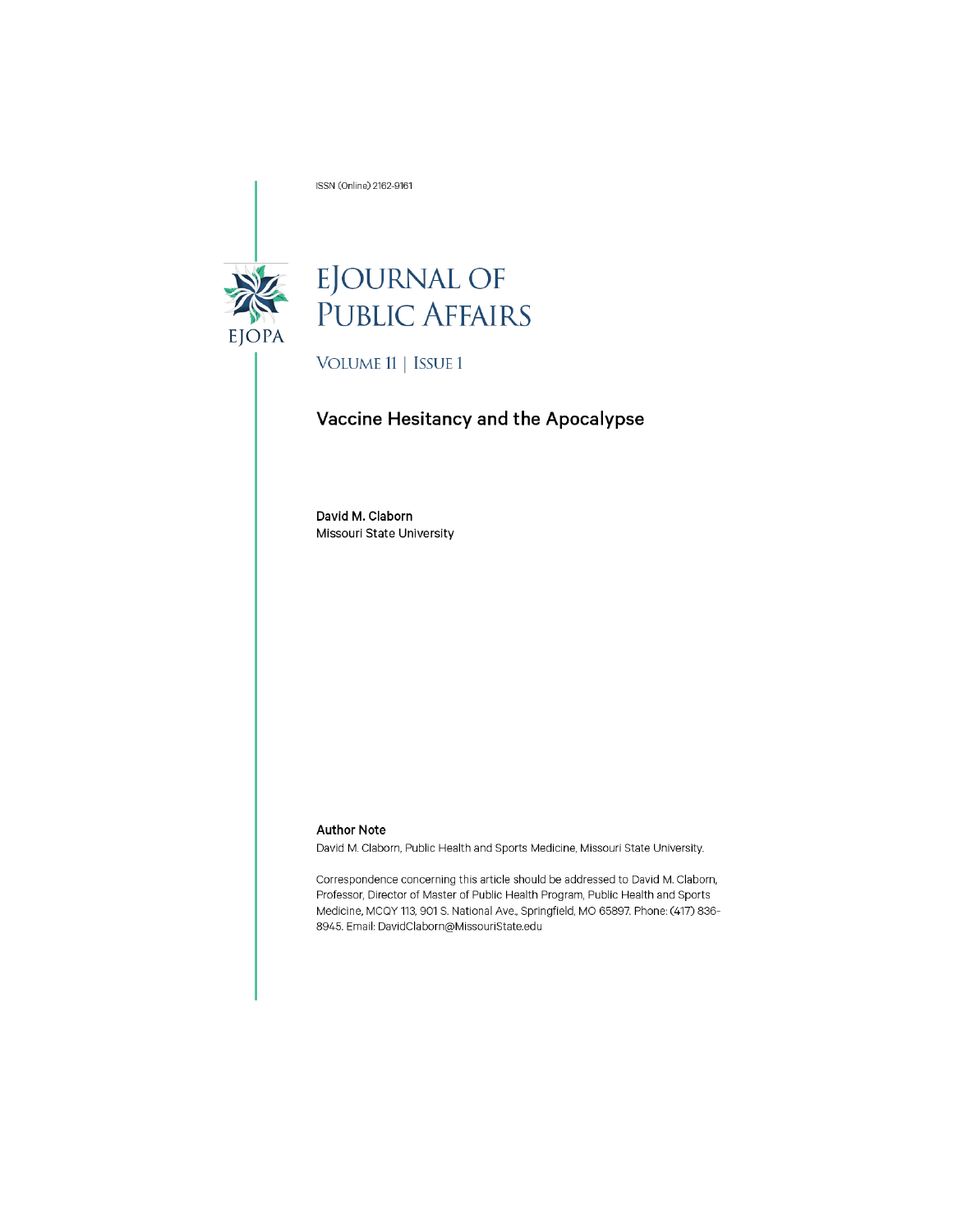ISSN (Online) 2162-9161

# EJOURNAL OF PUBLIC AFFAIRS

VOLUME 11 | ISSUE 1

## Vaccine Hesitancy and the Apocalypse

**David M. Claborn**
Missouri State University

**Author Note**

David M. Claborn, Public Health and Sports Medicine, Missouri State University.

Correspondence concerning this article should be addressed to David M. Claborn, Professor, Director of Master of Public Health Program, Public Health and Sports Medicine, MCQY 113, 901 S. National Ave., Springfield, MO 65897. Phone: (417) 836-8945. Email: DavidClaborn@MissouriState.edu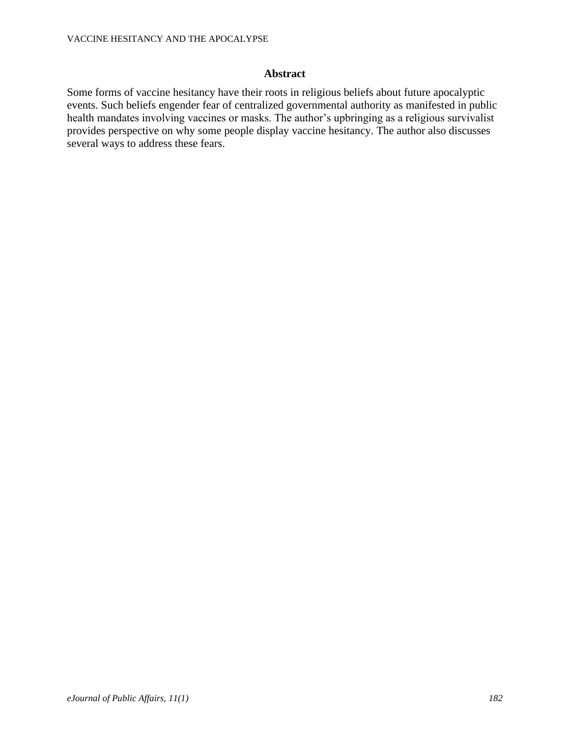## Abstract

Some forms of vaccine hesitancy have their roots in religious beliefs about future apocalyptic events. Such beliefs engender fear of centralized governmental authority as manifested in public health mandates involving vaccines or masks. The author's upbringing as a religious survivalist provides perspective on why some people display vaccine hesitancy. The author also discusses several ways to address these fears.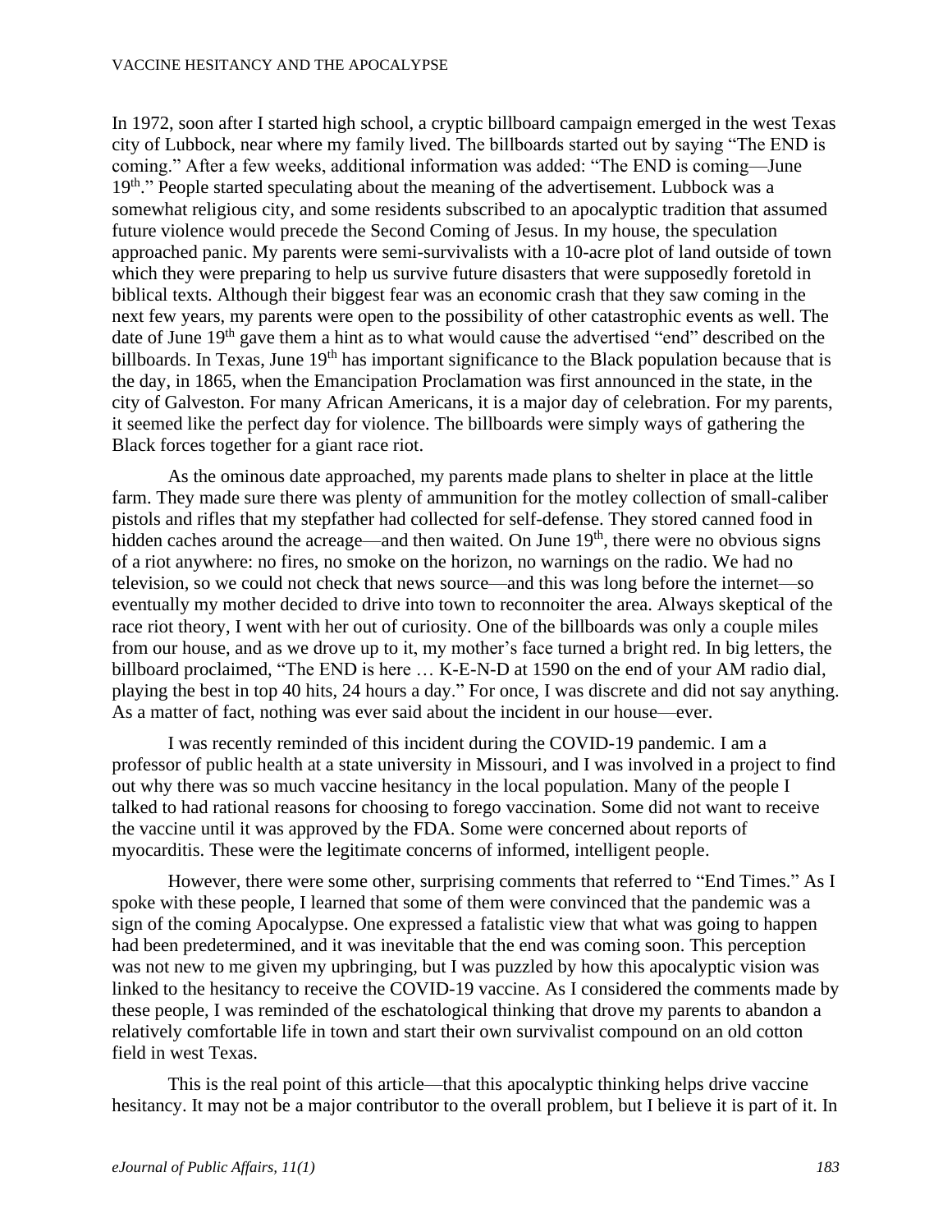In 1972, soon after I started high school, a cryptic billboard campaign emerged in the west Texas city of Lubbock, near where my family lived. The billboards started out by saying "The END is coming." After a few weeks, additional information was added: "The END is coming—June 19th." People started speculating about the meaning of the advertisement. Lubbock was a somewhat religious city, and some residents subscribed to an apocalyptic tradition that assumed future violence would precede the Second Coming of Jesus. In my house, the speculation approached panic. My parents were semi-survivalists with a 10-acre plot of land outside of town which they were preparing to help us survive future disasters that were supposedly foretold in biblical texts. Although their biggest fear was an economic crash that they saw coming in the next few years, my parents were open to the possibility of other catastrophic events as well. The date of June 19th gave them a hint as to what would cause the advertised "end" described on the billboards. In Texas, June 19th has important significance to the Black population because that is the day, in 1865, when the Emancipation Proclamation was first announced in the state, in the city of Galveston. For many African Americans, it is a major day of celebration. For my parents, it seemed like the perfect day for violence. The billboards were simply ways of gathering the Black forces together for a giant race riot.

As the ominous date approached, my parents made plans to shelter in place at the little farm. They made sure there was plenty of ammunition for the motley collection of small-caliber pistols and rifles that my stepfather had collected for self-defense. They stored canned food in hidden caches around the acreage—and then waited. On June 19th, there were no obvious signs of a riot anywhere: no fires, no smoke on the horizon, no warnings on the radio. We had no television, so we could not check that news source—and this was long before the internet—so eventually my mother decided to drive into town to reconnoiter the area. Always skeptical of the race riot theory, I went with her out of curiosity. One of the billboards was only a couple miles from our house, and as we drove up to it, my mother's face turned a bright red. In big letters, the billboard proclaimed, "The END is here … K-E-N-D at 1590 on the end of your AM radio dial, playing the best in top 40 hits, 24 hours a day." For once, I was discrete and did not say anything. As a matter of fact, nothing was ever said about the incident in our house—ever.

I was recently reminded of this incident during the COVID-19 pandemic. I am a professor of public health at a state university in Missouri, and I was involved in a project to find out why there was so much vaccine hesitancy in the local population. Many of the people I talked to had rational reasons for choosing to forego vaccination. Some did not want to receive the vaccine until it was approved by the FDA. Some were concerned about reports of myocarditis. These were the legitimate concerns of informed, intelligent people.

However, there were some other, surprising comments that referred to "End Times." As I spoke with these people, I learned that some of them were convinced that the pandemic was a sign of the coming Apocalypse. One expressed a fatalistic view that what was going to happen had been predetermined, and it was inevitable that the end was coming soon. This perception was not new to me given my upbringing, but I was puzzled by how this apocalyptic vision was linked to the hesitancy to receive the COVID-19 vaccine. As I considered the comments made by these people, I was reminded of the eschatological thinking that drove my parents to abandon a relatively comfortable life in town and start their own survivalist compound on an old cotton field in west Texas.

This is the real point of this article—that this apocalyptic thinking helps drive vaccine hesitancy. It may not be a major contributor to the overall problem, but I believe it is part of it. In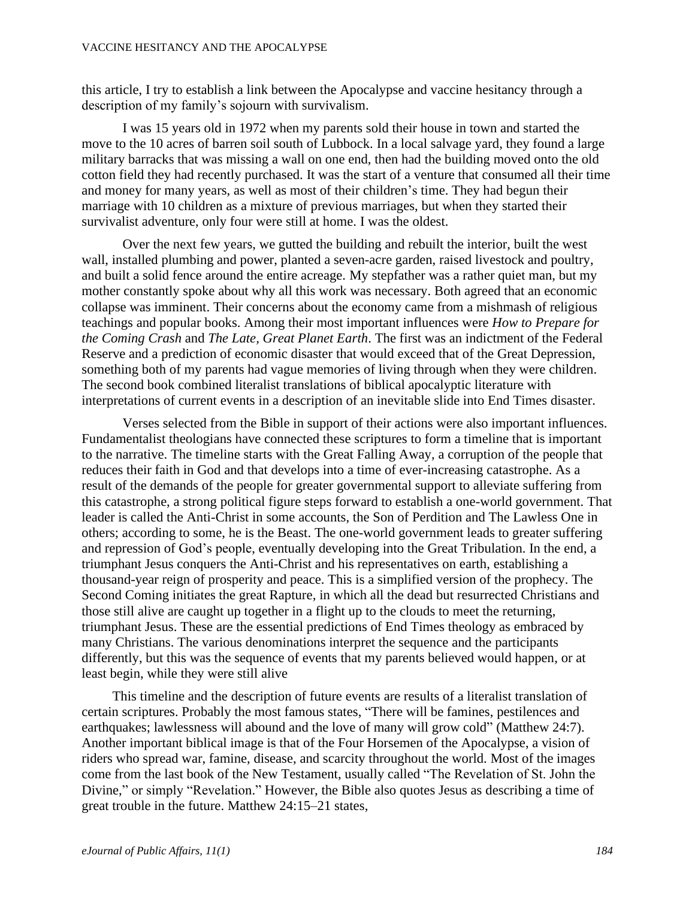this article, I try to establish a link between the Apocalypse and vaccine hesitancy through a description of my family's sojourn with survivalism.

I was 15 years old in 1972 when my parents sold their house in town and started the move to the 10 acres of barren soil south of Lubbock. In a local salvage yard, they found a large military barracks that was missing a wall on one end, then had the building moved onto the old cotton field they had recently purchased. It was the start of a venture that consumed all their time and money for many years, as well as most of their children's time. They had begun their marriage with 10 children as a mixture of previous marriages, but when they started their survivalist adventure, only four were still at home. I was the oldest.

Over the next few years, we gutted the building and rebuilt the interior, built the west wall, installed plumbing and power, planted a seven-acre garden, raised livestock and poultry, and built a solid fence around the entire acreage. My stepfather was a rather quiet man, but my mother constantly spoke about why all this work was necessary. Both agreed that an economic collapse was imminent. Their concerns about the economy came from a mishmash of religious teachings and popular books. Among their most important influences were *How to Prepare for the Coming Crash* and *The Late, Great Planet Earth*. The first was an indictment of the Federal Reserve and a prediction of economic disaster that would exceed that of the Great Depression, something both of my parents had vague memories of living through when they were children. The second book combined literalist translations of biblical apocalyptic literature with interpretations of current events in a description of an inevitable slide into End Times disaster.

Verses selected from the Bible in support of their actions were also important influences. Fundamentalist theologians have connected these scriptures to form a timeline that is important to the narrative. The timeline starts with the Great Falling Away, a corruption of the people that reduces their faith in God and that develops into a time of ever-increasing catastrophe. As a result of the demands of the people for greater governmental support to alleviate suffering from this catastrophe, a strong political figure steps forward to establish a one-world government. That leader is called the Anti-Christ in some accounts, the Son of Perdition and The Lawless One in others; according to some, he is the Beast. The one-world government leads to greater suffering and repression of God's people, eventually developing into the Great Tribulation. In the end, a triumphant Jesus conquers the Anti-Christ and his representatives on earth, establishing a thousand-year reign of prosperity and peace. This is a simplified version of the prophecy. The Second Coming initiates the great Rapture, in which all the dead but resurrected Christians and those still alive are caught up together in a flight up to the clouds to meet the returning, triumphant Jesus. These are the essential predictions of End Times theology as embraced by many Christians. The various denominations interpret the sequence and the participants differently, but this was the sequence of events that my parents believed would happen, or at least begin, while they were still alive

This timeline and the description of future events are results of a literalist translation of certain scriptures. Probably the most famous states, "There will be famines, pestilences and earthquakes; lawlessness will abound and the love of many will grow cold" (Matthew 24:7). Another important biblical image is that of the Four Horsemen of the Apocalypse, a vision of riders who spread war, famine, disease, and scarcity throughout the world. Most of the images come from the last book of the New Testament, usually called "The Revelation of St. John the Divine," or simply "Revelation." However, the Bible also quotes Jesus as describing a time of great trouble in the future. Matthew 24:15–21 states,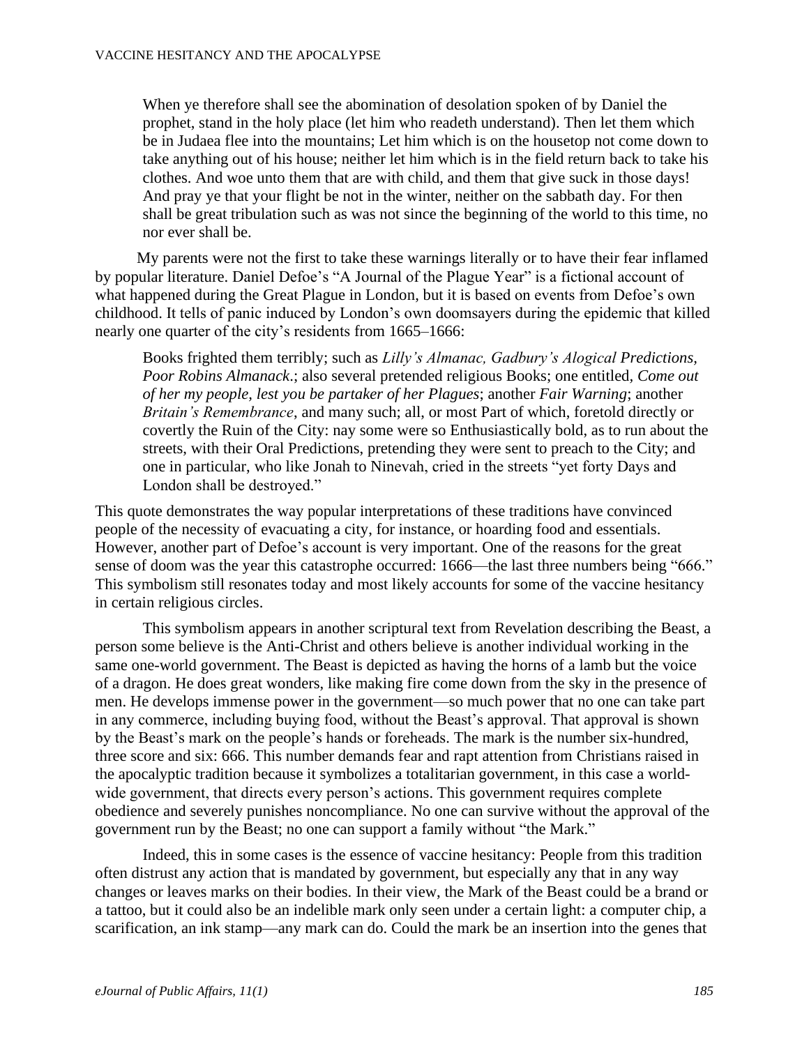> When ye therefore shall see the abomination of desolation spoken of by Daniel the prophet, stand in the holy place (let him who readeth understand). Then let them which be in Judaea flee into the mountains; Let him which is on the housetop not come down to take anything out of his house; neither let him which is in the field return back to take his clothes. And woe unto them that are with child, and them that give suck in those days! And pray ye that your flight be not in the winter, neither on the sabbath day. For then shall be great tribulation such as was not since the beginning of the world to this time, no nor ever shall be.

My parents were not the first to take these warnings literally or to have their fear inflamed by popular literature. Daniel Defoe's "A Journal of the Plague Year" is a fictional account of what happened during the Great Plague in London, but it is based on events from Defoe's own childhood. It tells of panic induced by London's own doomsayers during the epidemic that killed nearly one quarter of the city's residents from 1665–1666:

> Books frighted them terribly; such as *Lilly's Almanac, Gadbury's Alogical Predictions, Poor Robins Almanack*.; also several pretended religious Books; one entitled, *Come out of her my people, lest you be partaker of her Plagues*; another *Fair Warning*; another *Britain's Remembrance*, and many such; all, or most Part of which, foretold directly or covertly the Ruin of the City: nay some were so Enthusiastically bold, as to run about the streets, with their Oral Predictions, pretending they were sent to preach to the City; and one in particular, who like Jonah to Ninevah, cried in the streets "yet forty Days and London shall be destroyed."

This quote demonstrates the way popular interpretations of these traditions have convinced people of the necessity of evacuating a city, for instance, or hoarding food and essentials. However, another part of Defoe's account is very important. One of the reasons for the great sense of doom was the year this catastrophe occurred: 1666—the last three numbers being "666." This symbolism still resonates today and most likely accounts for some of the vaccine hesitancy in certain religious circles.

This symbolism appears in another scriptural text from Revelation describing the Beast, a person some believe is the Anti-Christ and others believe is another individual working in the same one-world government. The Beast is depicted as having the horns of a lamb but the voice of a dragon. He does great wonders, like making fire come down from the sky in the presence of men. He develops immense power in the government—so much power that no one can take part in any commerce, including buying food, without the Beast's approval. That approval is shown by the Beast's mark on the people's hands or foreheads. The mark is the number six-hundred, three score and six: 666. This number demands fear and rapt attention from Christians raised in the apocalyptic tradition because it symbolizes a totalitarian government, in this case a world-wide government, that directs every person's actions. This government requires complete obedience and severely punishes noncompliance. No one can survive without the approval of the government run by the Beast; no one can support a family without "the Mark."

Indeed, this in some cases is the essence of vaccine hesitancy: People from this tradition often distrust any action that is mandated by government, but especially any that in any way changes or leaves marks on their bodies. In their view, the Mark of the Beast could be a brand or a tattoo, but it could also be an indelible mark only seen under a certain light: a computer chip, a scarification, an ink stamp—any mark can do. Could the mark be an insertion into the genes that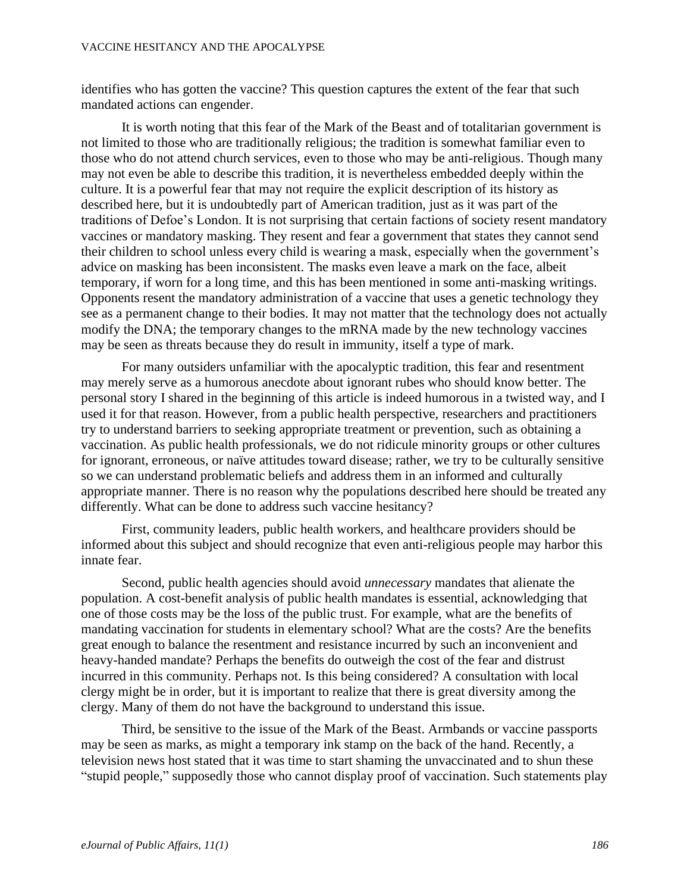identifies who has gotten the vaccine? This question captures the extent of the fear that such mandated actions can engender.

It is worth noting that this fear of the Mark of the Beast and of totalitarian government is not limited to those who are traditionally religious; the tradition is somewhat familiar even to those who do not attend church services, even to those who may be anti-religious. Though many may not even be able to describe this tradition, it is nevertheless embedded deeply within the culture. It is a powerful fear that may not require the explicit description of its history as described here, but it is undoubtedly part of American tradition, just as it was part of the traditions of Defoe's London. It is not surprising that certain factions of society resent mandatory vaccines or mandatory masking. They resent and fear a government that states they cannot send their children to school unless every child is wearing a mask, especially when the government's advice on masking has been inconsistent. The masks even leave a mark on the face, albeit temporary, if worn for a long time, and this has been mentioned in some anti-masking writings. Opponents resent the mandatory administration of a vaccine that uses a genetic technology they see as a permanent change to their bodies. It may not matter that the technology does not actually modify the DNA; the temporary changes to the mRNA made by the new technology vaccines may be seen as threats because they do result in immunity, itself a type of mark.

For many outsiders unfamiliar with the apocalyptic tradition, this fear and resentment may merely serve as a humorous anecdote about ignorant rubes who should know better. The personal story I shared in the beginning of this article is indeed humorous in a twisted way, and I used it for that reason. However, from a public health perspective, researchers and practitioners try to understand barriers to seeking appropriate treatment or prevention, such as obtaining a vaccination. As public health professionals, we do not ridicule minority groups or other cultures for ignorant, erroneous, or naïve attitudes toward disease; rather, we try to be culturally sensitive so we can understand problematic beliefs and address them in an informed and culturally appropriate manner. There is no reason why the populations described here should be treated any differently. What can be done to address such vaccine hesitancy?

First, community leaders, public health workers, and healthcare providers should be informed about this subject and should recognize that even anti-religious people may harbor this innate fear.

Second, public health agencies should avoid *unnecessary* mandates that alienate the population. A cost-benefit analysis of public health mandates is essential, acknowledging that one of those costs may be the loss of the public trust. For example, what are the benefits of mandating vaccination for students in elementary school? What are the costs? Are the benefits great enough to balance the resentment and resistance incurred by such an inconvenient and heavy-handed mandate? Perhaps the benefits do outweigh the cost of the fear and distrust incurred in this community. Perhaps not. Is this being considered? A consultation with local clergy might be in order, but it is important to realize that there is great diversity among the clergy. Many of them do not have the background to understand this issue.

Third, be sensitive to the issue of the Mark of the Beast. Armbands or vaccine passports may be seen as marks, as might a temporary ink stamp on the back of the hand. Recently, a television news host stated that it was time to start shaming the unvaccinated and to shun these "stupid people," supposedly those who cannot display proof of vaccination. Such statements play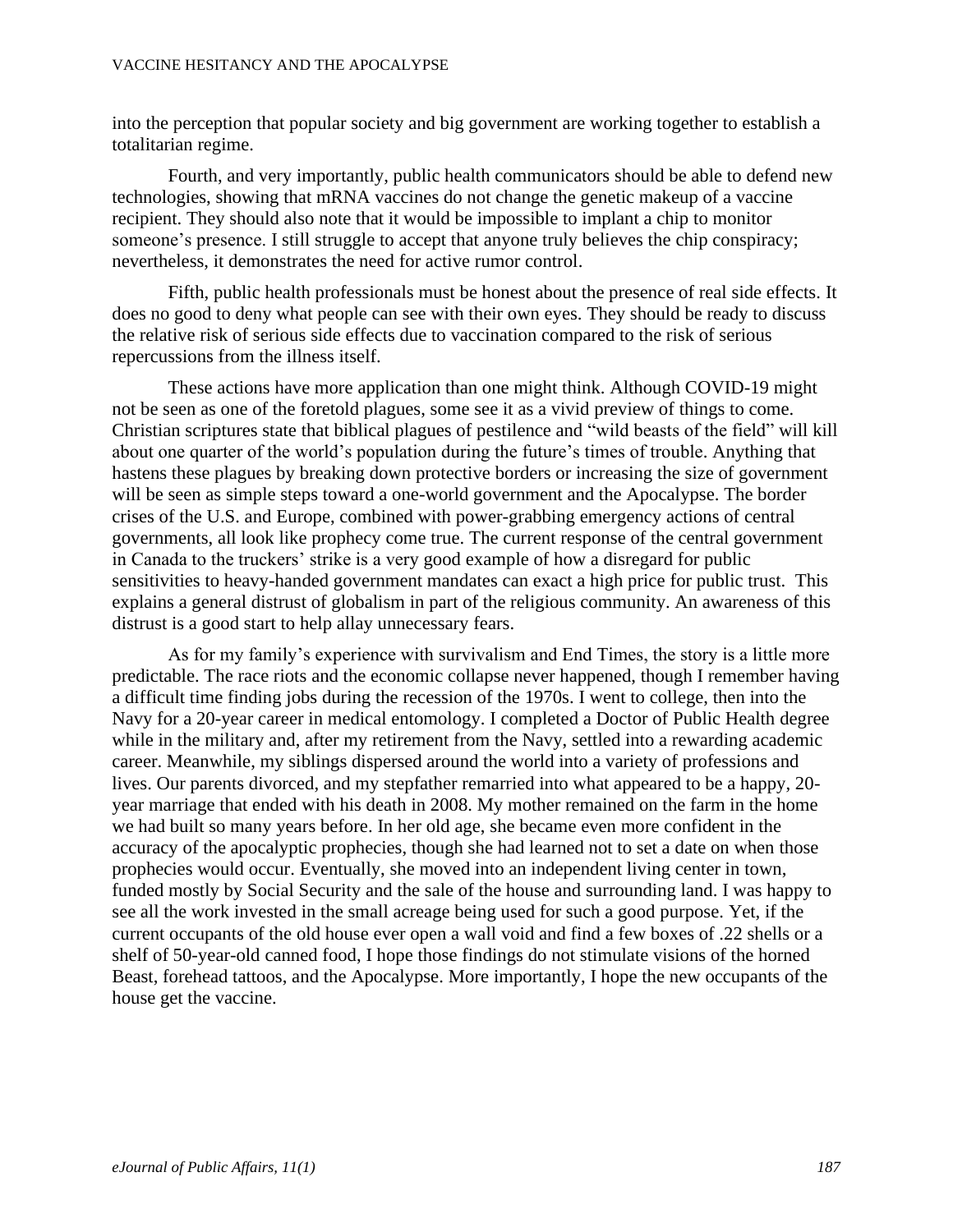into the perception that popular society and big government are working together to establish a totalitarian regime.

Fourth, and very importantly, public health communicators should be able to defend new technologies, showing that mRNA vaccines do not change the genetic makeup of a vaccine recipient. They should also note that it would be impossible to implant a chip to monitor someone's presence. I still struggle to accept that anyone truly believes the chip conspiracy; nevertheless, it demonstrates the need for active rumor control.

Fifth, public health professionals must be honest about the presence of real side effects. It does no good to deny what people can see with their own eyes. They should be ready to discuss the relative risk of serious side effects due to vaccination compared to the risk of serious repercussions from the illness itself.

These actions have more application than one might think. Although COVID-19 might not be seen as one of the foretold plagues, some see it as a vivid preview of things to come. Christian scriptures state that biblical plagues of pestilence and "wild beasts of the field" will kill about one quarter of the world's population during the future's times of trouble. Anything that hastens these plagues by breaking down protective borders or increasing the size of government will be seen as simple steps toward a one-world government and the Apocalypse. The border crises of the U.S. and Europe, combined with power-grabbing emergency actions of central governments, all look like prophecy come true. The current response of the central government in Canada to the truckers' strike is a very good example of how a disregard for public sensitivities to heavy-handed government mandates can exact a high price for public trust. This explains a general distrust of globalism in part of the religious community. An awareness of this distrust is a good start to help allay unnecessary fears.

As for my family's experience with survivalism and End Times, the story is a little more predictable. The race riots and the economic collapse never happened, though I remember having a difficult time finding jobs during the recession of the 1970s. I went to college, then into the Navy for a 20-year career in medical entomology. I completed a Doctor of Public Health degree while in the military and, after my retirement from the Navy, settled into a rewarding academic career. Meanwhile, my siblings dispersed around the world into a variety of professions and lives. Our parents divorced, and my stepfather remarried into what appeared to be a happy, 20-year marriage that ended with his death in 2008. My mother remained on the farm in the home we had built so many years before. In her old age, she became even more confident in the accuracy of the apocalyptic prophecies, though she had learned not to set a date on when those prophecies would occur. Eventually, she moved into an independent living center in town, funded mostly by Social Security and the sale of the house and surrounding land. I was happy to see all the work invested in the small acreage being used for such a good purpose. Yet, if the current occupants of the old house ever open a wall void and find a few boxes of .22 shells or a shelf of 50-year-old canned food, I hope those findings do not stimulate visions of the horned Beast, forehead tattoos, and the Apocalypse. More importantly, I hope the new occupants of the house get the vaccine.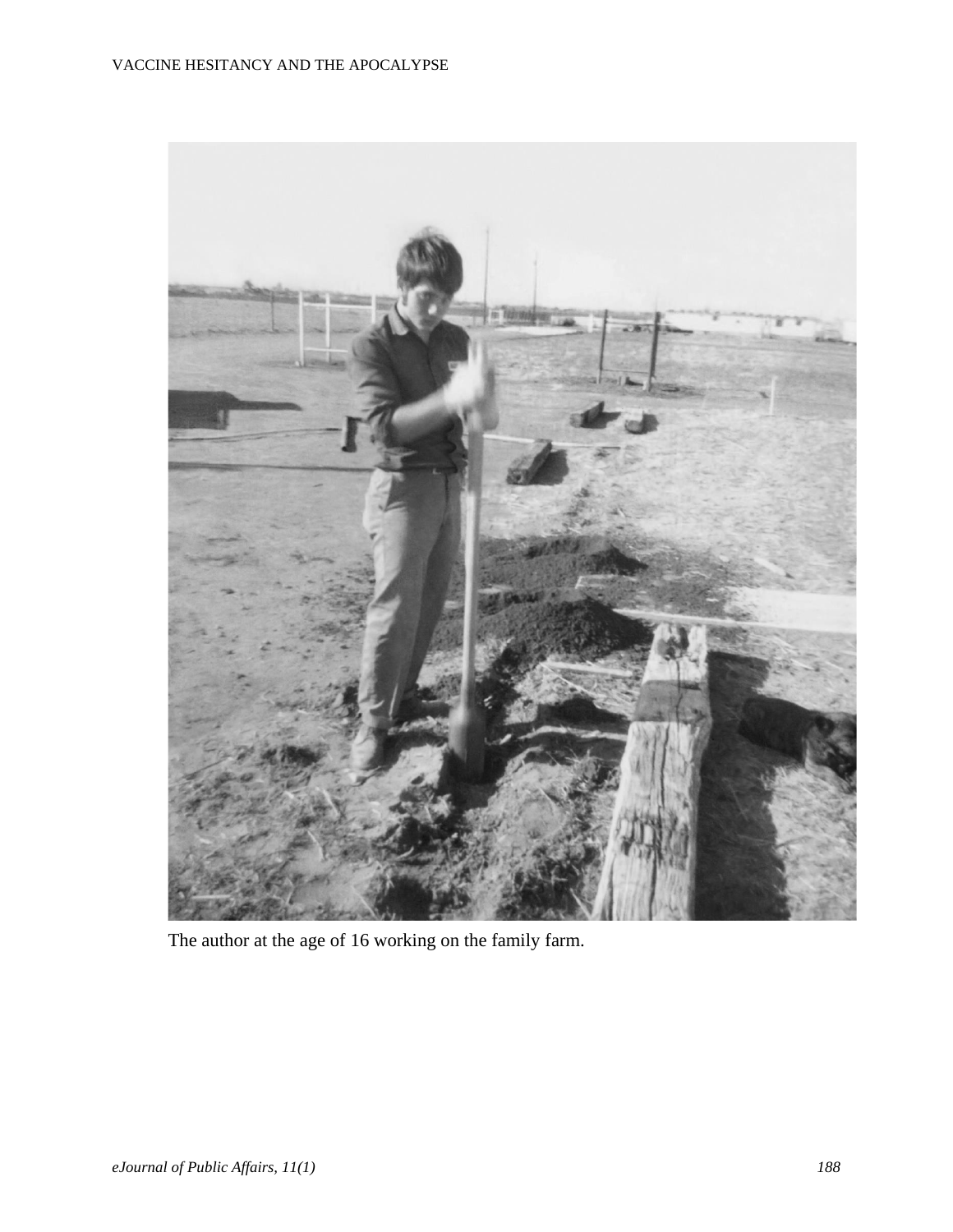The author at the age of 16 working on the family farm.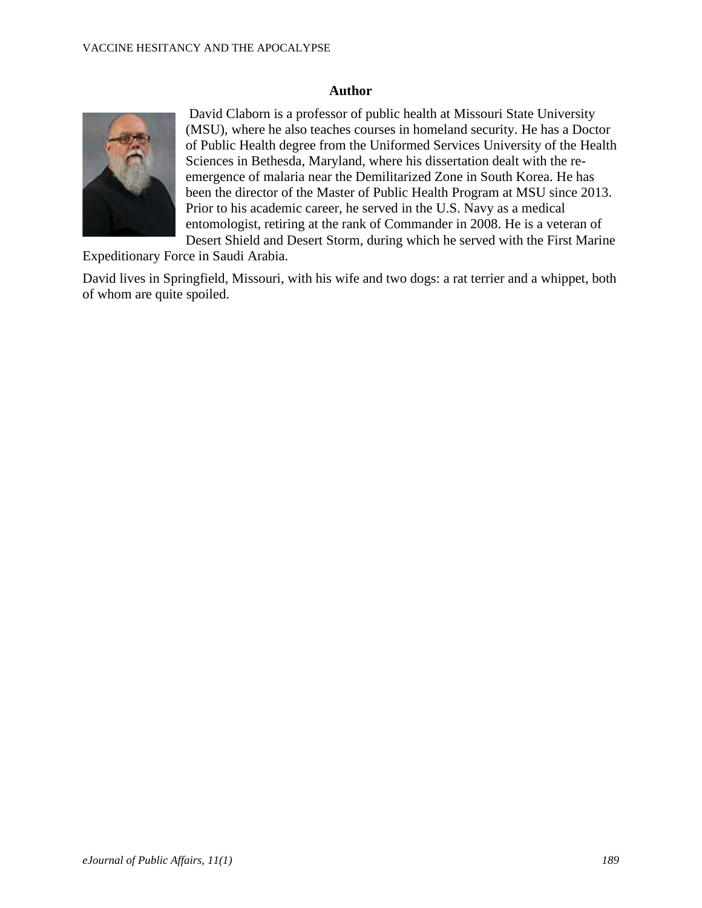## Author

David Claborn is a professor of public health at Missouri State University (MSU), where he also teaches courses in homeland security. He has a Doctor of Public Health degree from the Uniformed Services University of the Health Sciences in Bethesda, Maryland, where his dissertation dealt with the re-emergence of malaria near the Demilitarized Zone in South Korea. He has been the director of the Master of Public Health Program at MSU since 2013. Prior to his academic career, he served in the U.S. Navy as a medical entomologist, retiring at the rank of Commander in 2008. He is a veteran of Desert Shield and Desert Storm, during which he served with the First Marine Expeditionary Force in Saudi Arabia.

David lives in Springfield, Missouri, with his wife and two dogs: a rat terrier and a whippet, both of whom are quite spoiled.